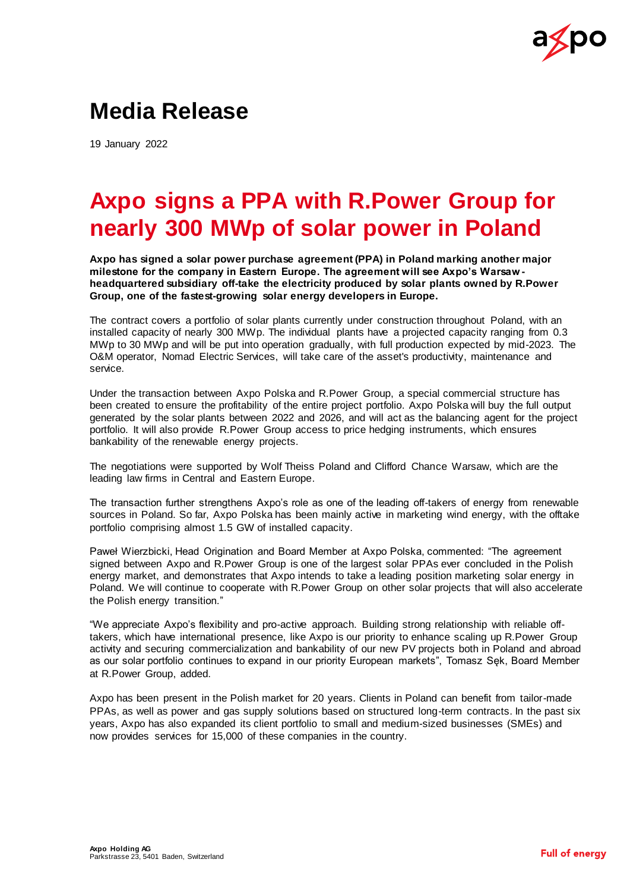# Media Release

19 January 2022

## Axpo signs a PPA with R.Power Group for nearly 300 MWp of solar power in Poland

**Axpo has signed a solar power purchase agreement (PPA) in Poland marking another major milestone for the company in Eastern Europe. The agreement will see Axpo's Warsaw-headquartered subsidiary off-take the electricity produced by solar plants owned by R.Power Group, one of the fastest-growing solar energy developers in Europe.**

The contract covers a portfolio of solar plants currently under construction throughout Poland, with an installed capacity of nearly 300 MWp. The individual plants have a projected capacity ranging from 0.3 MWp to 30 MWp and will be put into operation gradually, with full production expected by mid-2023. The O&M operator, Nomad Electric Services, will take care of the asset's productivity, maintenance and service.

Under the transaction between Axpo Polska and R.Power Group, a special commercial structure has been created to ensure the profitability of the entire project portfolio. Axpo Polska will buy the full output generated by the solar plants between 2022 and 2026, and will act as the balancing agent for the project portfolio. It will also provide R.Power Group access to price hedging instruments, which ensures bankability of the renewable energy projects.

The negotiations were supported by Wolf Theiss Poland and Clifford Chance Warsaw, which are the leading law firms in Central and Eastern Europe.

The transaction further strengthens Axpo's role as one of the leading off-takers of energy from renewable sources in Poland. So far, Axpo Polska has been mainly active in marketing wind energy, with the offtake portfolio comprising almost 1.5 GW of installed capacity.

Paweł Wierzbicki, Head Origination and Board Member at Axpo Polska, commented: "The agreement signed between Axpo and R.Power Group is one of the largest solar PPAs ever concluded in the Polish energy market, and demonstrates that Axpo intends to take a leading position marketing solar energy in Poland. We will continue to cooperate with R.Power Group on other solar projects that will also accelerate the Polish energy transition."

"We appreciate Axpo's flexibility and pro-active approach. Building strong relationship with reliable off-takers, which have international presence, like Axpo is our priority to enhance scaling up R.Power Group activity and securing commercialization and bankability of our new PV projects both in Poland and abroad as our solar portfolio continues to expand in our priority European markets", Tomasz Sęk, Board Member at R.Power Group, added.

Axpo has been present in the Polish market for 20 years. Clients in Poland can benefit from tailor-made PPAs, as well as power and gas supply solutions based on structured long-term contracts. In the past six years, Axpo has also expanded its client portfolio to small and medium-sized businesses (SMEs) and now provides services for 15,000 of these companies in the country.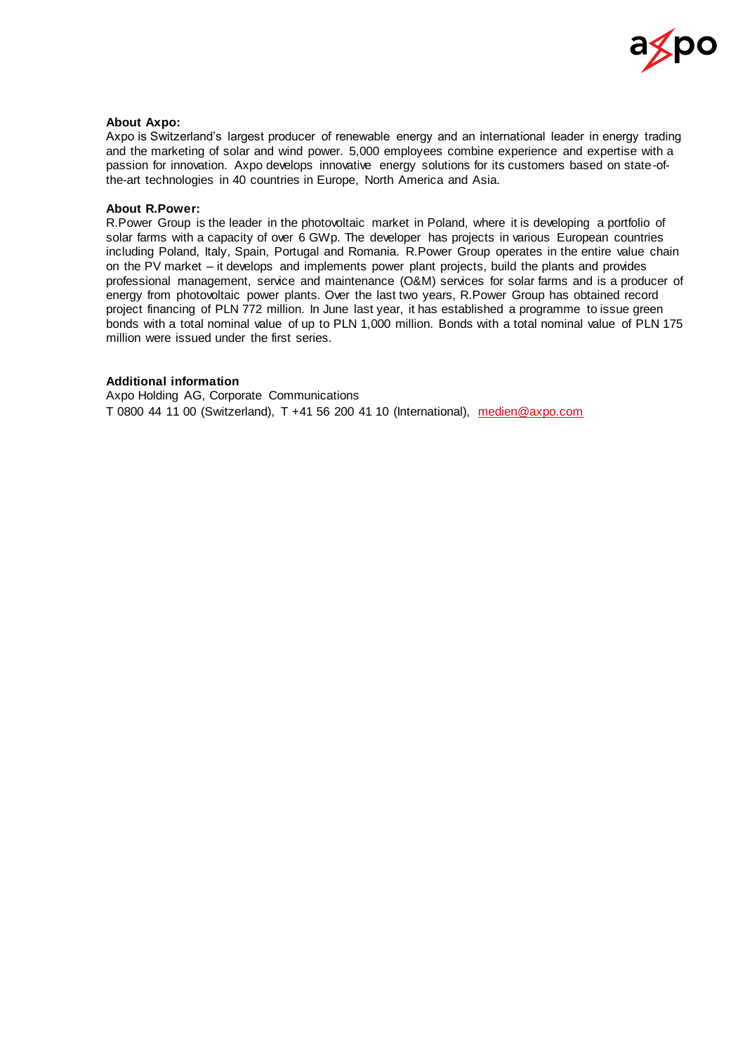**About Axpo:**

Axpo is Switzerland's largest producer of renewable energy and an international leader in energy trading and the marketing of solar and wind power. 5,000 employees combine experience and expertise with a passion for innovation. Axpo develops innovative energy solutions for its customers based on state-of-the-art technologies in 40 countries in Europe, North America and Asia.

**About R.Power:**

R.Power Group is the leader in the photovoltaic market in Poland, where it is developing a portfolio of solar farms with a capacity of over 6 GWp. The developer has projects in various European countries including Poland, Italy, Spain, Portugal and Romania. R.Power Group operates in the entire value chain on the PV market – it develops and implements power plant projects, build the plants and provides professional management, service and maintenance (O&M) services for solar farms and is a producer of energy from photovoltaic power plants. Over the last two years, R.Power Group has obtained record project financing of PLN 772 million. In June last year, it has established a programme to issue green bonds with a total nominal value of up to PLN 1,000 million. Bonds with a total nominal value of PLN 175 million were issued under the first series.

**Additional information**

Axpo Holding AG, Corporate Communications
T 0800 44 11 00 (Switzerland), T +41 56 200 41 10 (International), medien@axpo.com